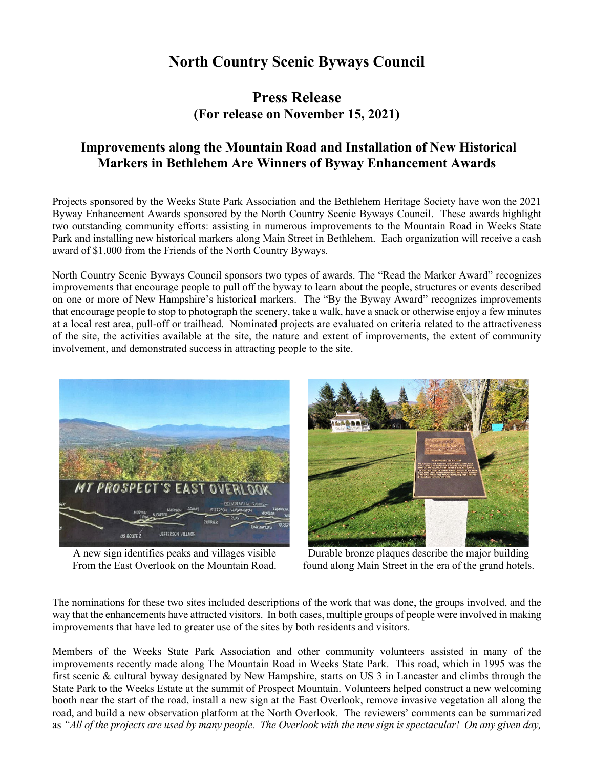# North Country Scenic Byways Council

## Press Release

### (For release on November 15, 2021)

### Improvements along the Mountain Road and Installation of New Historical Markers in Bethlehem Are Winners of Byway Enhancement Awards

Projects sponsored by the Weeks State Park Association and the Bethlehem Heritage Society have won the 2021 Byway Enhancement Awards sponsored by the North Country Scenic Byways Council. These awards highlight two outstanding community efforts: assisting in numerous improvements to the Mountain Road in Weeks State Park and installing new historical markers along Main Street in Bethlehem. Each organization will receive a cash award of $1,000 from the Friends of the North Country Byways.

North Country Scenic Byways Council sponsors two types of awards. The "Read the Marker Award" recognizes improvements that encourage people to pull off the byway to learn about the people, structures or events described on one or more of New Hampshire's historical markers. The "By the Byway Award" recognizes improvements that encourage people to stop to photograph the scenery, take a walk, have a snack or otherwise enjoy a few minutes at a local rest area, pull-off or trailhead. Nominated projects are evaluated on criteria related to the attractiveness of the site, the activities available at the site, the nature and extent of improvements, the extent of community involvement, and demonstrated success in attracting people to the site.

A new sign identifies peaks and villages visible From the East Overlook on the Mountain Road.

Durable bronze plaques describe the major building found along Main Street in the era of the grand hotels.

The nominations for these two sites included descriptions of the work that was done, the groups involved, and the way that the enhancements have attracted visitors. In both cases, multiple groups of people were involved in making improvements that have led to greater use of the sites by both residents and visitors.

Members of the Weeks State Park Association and other community volunteers assisted in many of the improvements recently made along The Mountain Road in Weeks State Park. This road, which in 1995 was the first scenic & cultural byway designated by New Hampshire, starts on US 3 in Lancaster and climbs through the State Park to the Weeks Estate at the summit of Prospect Mountain. Volunteers helped construct a new welcoming booth near the start of the road, install a new sign at the East Overlook, remove invasive vegetation all along the road, and build a new observation platform at the North Overlook. The reviewers' comments can be summarized as *"All of the projects are used by many people. The Overlook with the new sign is spectacular! On any given day,*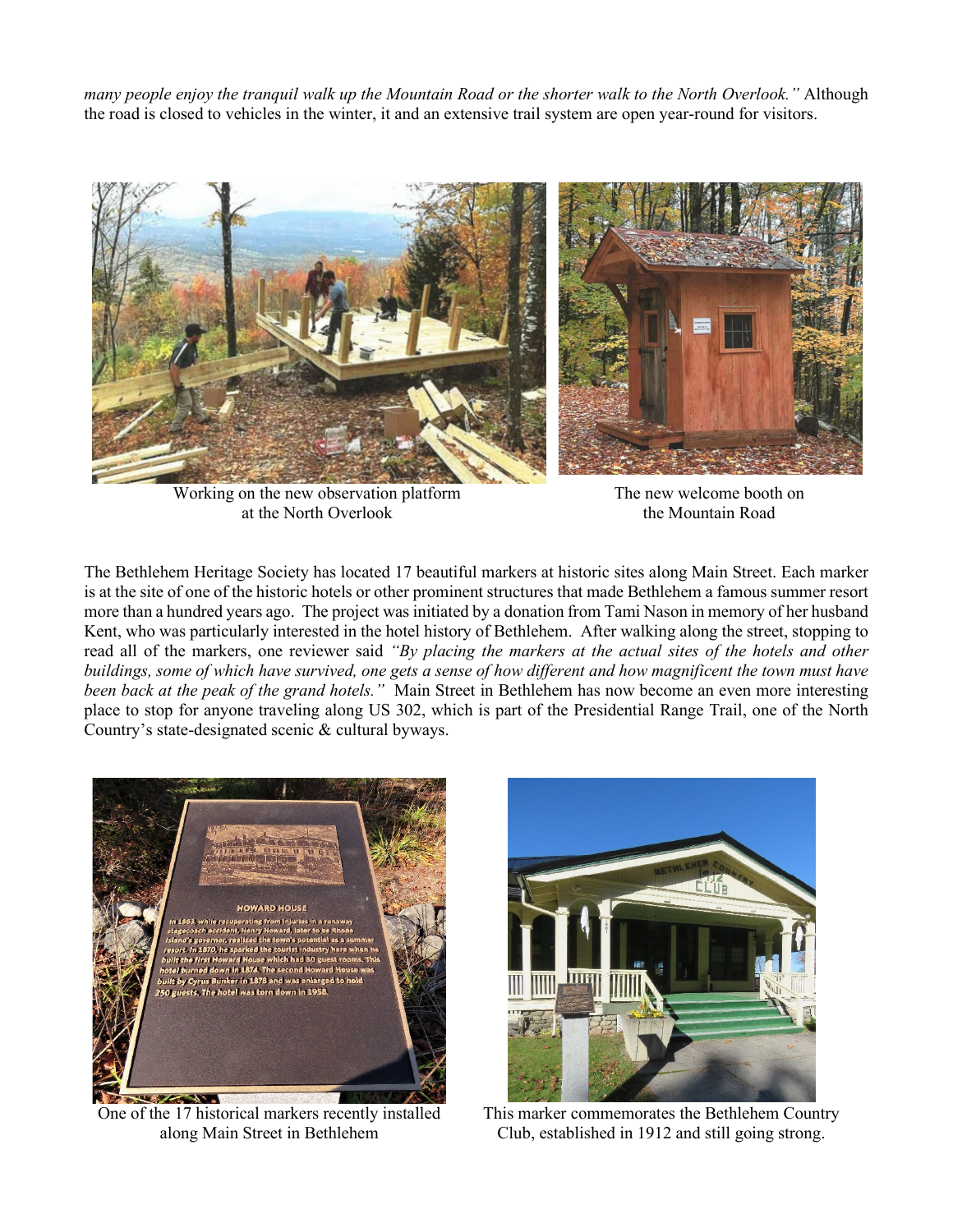*many people enjoy the tranquil walk up the Mountain Road or the shorter walk to the North Overlook."* Although the road is closed to vehicles in the winter, it and an extensive trail system are open year-round for visitors.

Working on the new observation platform at the North Overlook

The new welcome booth on the Mountain Road

The Bethlehem Heritage Society has located 17 beautiful markers at historic sites along Main Street. Each marker is at the site of one of the historic hotels or other prominent structures that made Bethlehem a famous summer resort more than a hundred years ago. The project was initiated by a donation from Tami Nason in memory of her husband Kent, who was particularly interested in the hotel history of Bethlehem. After walking along the street, stopping to read all of the markers, one reviewer said *"By placing the markers at the actual sites of the hotels and other buildings, some of which have survived, one gets a sense of how different and how magnificent the town must have been back at the peak of the grand hotels."* Main Street in Bethlehem has now become an even more interesting place to stop for anyone traveling along US 302, which is part of the Presidential Range Trail, one of the North Country's state-designated scenic & cultural byways.

One of the 17 historical markers recently installed along Main Street in Bethlehem

This marker commemorates the Bethlehem Country Club, established in 1912 and still going strong.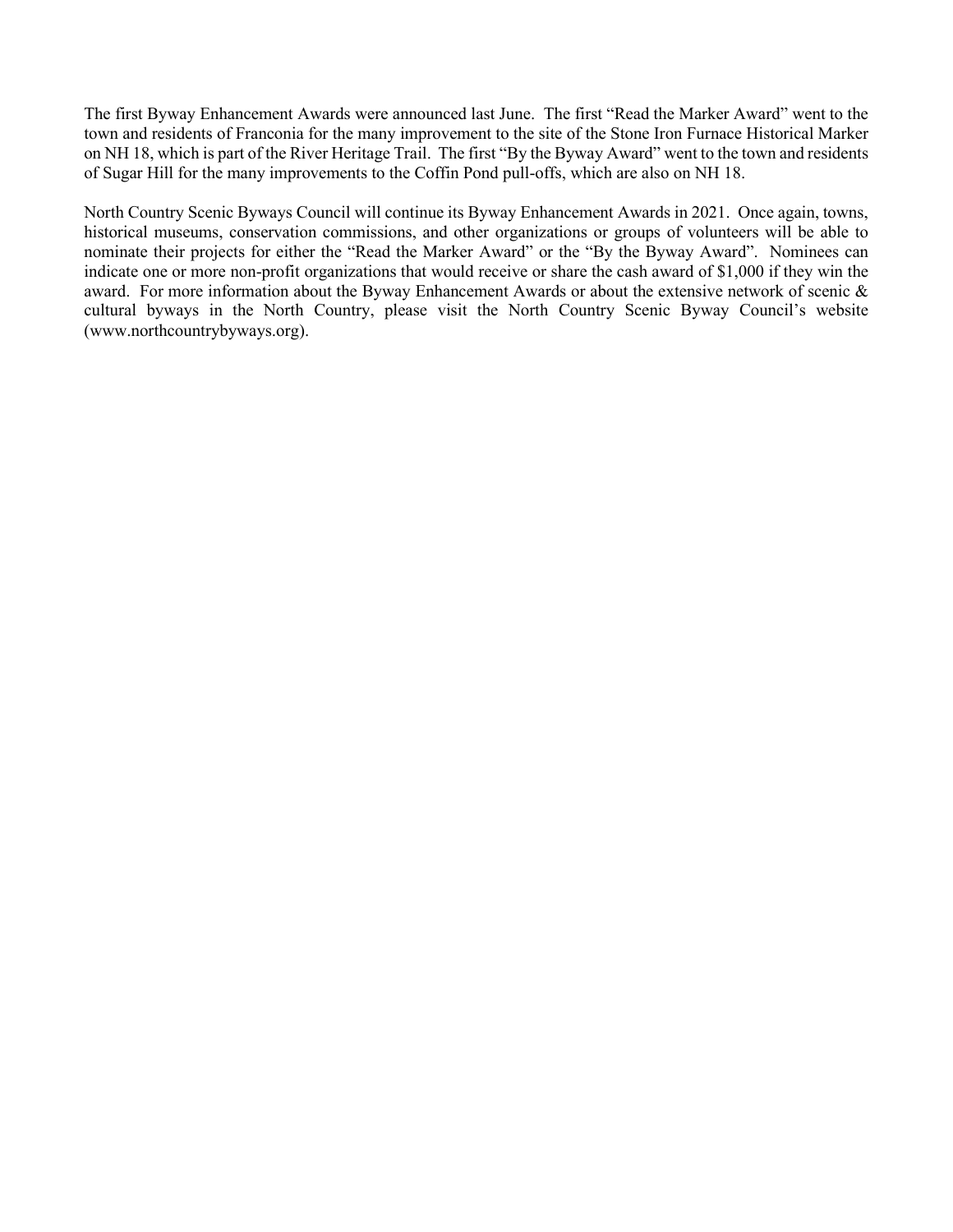The first Byway Enhancement Awards were announced last June. The first "Read the Marker Award" went to the town and residents of Franconia for the many improvement to the site of the Stone Iron Furnace Historical Marker on NH 18, which is part of the River Heritage Trail. The first "By the Byway Award" went to the town and residents of Sugar Hill for the many improvements to the Coffin Pond pull-offs, which are also on NH 18.

North Country Scenic Byways Council will continue its Byway Enhancement Awards in 2021. Once again, towns, historical museums, conservation commissions, and other organizations or groups of volunteers will be able to nominate their projects for either the "Read the Marker Award" or the "By the Byway Award". Nominees can indicate one or more non-profit organizations that would receive or share the cash award of $1,000 if they win the award. For more information about the Byway Enhancement Awards or about the extensive network of scenic & cultural byways in the North Country, please visit the North Country Scenic Byway Council's website (www.northcountrybyways.org).